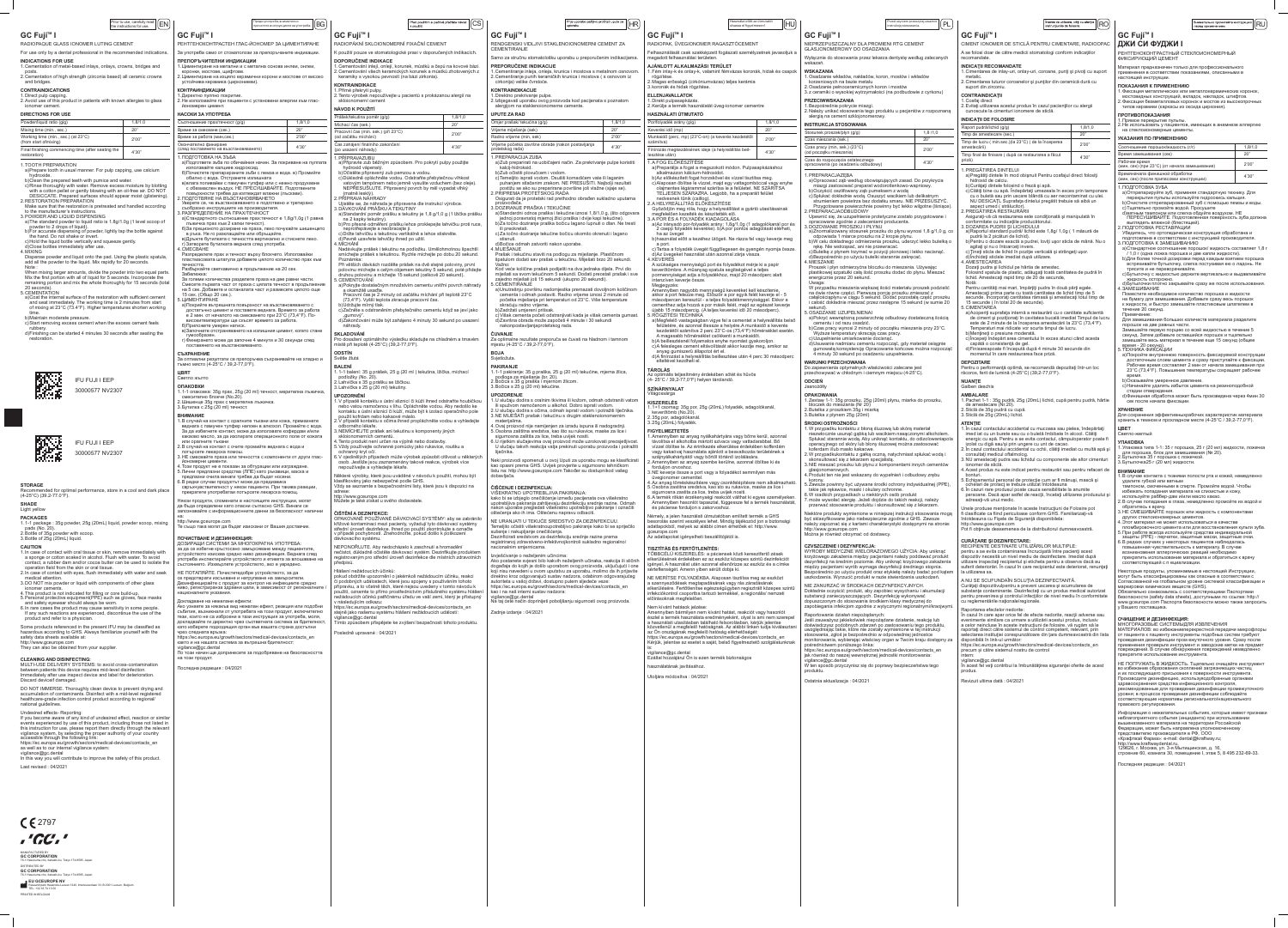Prior to use, carefully read the instructions for use.

# GC Fuji I™

RADIOPAQUE GLASS IONOMER LUTING CEMENT

For use only by a dental professional in the recommended indications.

## INDICATIONS FOR USE

1. Cementation of metal-based inlays, onlays, crowns, bridges and posts.
2. Cementation of high strength (zirconia based) all ceramic crowns and bridges.

## CONTRAINDICATIONS

1. Direct pulp capping.
2. Avoid use of this product in patients with known allergies to glass ionomer cement.

## DIRECTIONS FOR USE

| Powder/liquid ratio (g/g) | 1.8/1.0 |
|---|---|
| Mixing time (min., sec.) | 20" |
| Working time (min., sec.) (at 23°C) (from start of mixing) | 2'00" |
| Final finishing commencing time (after seating the restoration) | 4'30" |

1. TOOTH PREPARATION
   a) Prepare tooth in the usual manner. For pulp capping, use calcium hydroxide.
   b) Clean the prepared teeth with pumice and water.
   c) Rinse thoroughly with water. Remove excess moisture by blotting with a cotton pellet or gently blowing with an oil-free air. DO NOT DESICCATE. Prepared surfaces should appear moist (glistening).
2. RESTORATION PREPARATION
   Make sure that the restoration is pretreated and handled according to the manufacturer's instructions.
3. POWDER AND LIQUID DISPENSING
   a) The standard powder to liquid ratio is 1.8g/1.0g (1 level scoop of powder to 2 drops of liquid).
   b) For accurate dispensing of powder, lightly tap the bottle against the hand. Do not shake or invert.
   c) Hold the liquid bottle vertically and squeeze gently.
   d) Close bottles immediately after use.
4. MIXING
   Dispense powder and liquid onto the pad. Using the plastic spatula, add all the powder to the liquid. Mix rapidly for 20 seconds.
   Note :
   When mixing larger amounts, divide the powder into two equal parts. Mix the first portion with all of liquid for 5 seconds. Incorporate the remaining portion and mix the whole thoroughly for 15 seconds (total 20 seconds).
5. CEMENTATION
   a) Coat the internal surface of the restoration with sufficient cement and seat immediately. The working time is 2 minutes from start of mixing at 23°C (73.4°F). Higher temperatures shorten working time.
   b) Maintain moderate pressure.
   c) Start removing excess cement when the cement becomes rubbery.
   d) Finishing can be started 4 minutes 30 seconds after seating the restoration.

IFU FUJI I EEP
30000577 NV2307

## STORAGE

Recommended for optimal performance, store in a cool and dark place (4-25°C) (39.2-77.0°F).

## SHADE

Light yellow

## PACKAGES

1. 1-1 package : 35g powder, 25g (20mL) liquid, powder scoop, mixing pads (No. 20)
2. Bottle of 35g powder with scoop.
3. Bottle of 25g (20mL) liquid.

## CAUTION

1. In case of contact with oral tissue or skin, remove immediately with a sponge or cotton soaked in alcohol. Flush with water. To avoid contact, a rubber dam and/or cocoa butter can be used to isolate the operation field from the skin or oral tissue.
2. In case of contact with eyes, flush immediately with water and seek medical attention.
3. DO NOT mix powder or liquid with components of other glass ionomer products.
4. This product is not indicated for filling or core build-up.
5. Personal protective equipment(PPE) such as gloves, face masks and safety eyewear should always be worn.
6. In rare cases the product may cause sensitivity in some people. If any such reactions are experienced, discontinue the use of the product and refer to a physician.

Some products referenced in the present IFU may be classified as hazardous according to GHS. Always familiarize yourself with the safety data sheets available at:
http://www.gceurope.com
They can also be obtained from your supplier.

## CLEANING AND DISINFECTING:

MULTI-USE DELIVERY SYSTEMS: to avoid cross-contamination between patients this device requires mid-level disinfection. Immediately after use inspect device and label for deterioration. Discard device if damaged.

DO NOT IMMERSE. Thoroughly clean device to prevent drying and accumulation of contaminants. Disinfect with a mid-level registered healthcare-grade infection control product according to regional/national guidelines.

Undesired effects- Reporting:
If you become aware of any kind of undesired effect, reaction or similar events experienced by use of this product, including those not listed in this instruction for use, please report them directly through the relevant vigilance system, by selecting the proper authority of your country accessible through the following link:
https://ec.europa.eu/growth/sectors/medical-devices/contacts_en
as well as to our internal vigilance system:
vigilance@gc.dental
In this way you will contribute to improve the safety of this product.

Last revised : 04/2021

2797

MANUFACTURED BY
GC CORPORATION
76-1 Hasunuma-cho, Itabashi-ku, Tokyo 174-8585, Japan

DISTRIBUTED BY
GC CORPORATION
76-1 Hasunuma-cho, Itabashi-ku, Tokyo 174-8585, Japan

EU GC EUROPE N.V.
Researchpark Haasrode-Leuven 1240, Interleuvenlaan 33, B-3001 Leuven, Belgium

---

Преди употреба внимателно прочетете инструкциите за употреба.

# GC Fuji I™

РЕНТГЕНОКОНТРАСТЕН ГЛАС-ЙОНОМЕР ЗА ЦИМЕНТИРАНЕ

За употреба само от стоматолози за препоръчаните индикации.

## ПРЕПОРЪЧИТЕЛНИ ИНДИКАЦИИ

1. Циментиране на метални и с метална основа инлеи, онлеи, корони, мостове, щифтове.
2. Циментиране на изцяло керамични корони и мостове от високо устойчива керамика (циркониева).

## КОНТРАИНДИКАЦИИ

1. Директно пулпно покритие.
2. Не използвайте при пациенти с установена алергия към глас-йономерен цимент.

## НАСОКИ ЗА УПОТРЕБА

| Съотношение прах/течност (g/g) | 1,8/1,0 |
|---|---|
| Време за смесване (сек.) | 20" |
| Време за работа (мин.сек.) | 2'00" |
| Окончателно финиране (след поставяне на възстановяването) | 4'30" |

1. ПОДГОТОВКА НА ЗЪБА
2. ПОДГОТОВКА НА ВЪЗСТАНОВЯВАНЕТО
3. РАЗПРЕДЕЛЕНИЕ НА ПРАХ/ТЕЧНОСТ
4. СМЕСВАНЕ
5. ЦИМЕНТИРАНЕ

IFU FUJI I EEP
30000577 NV2307

## СЪХРАНЕНИЕ

За оптимални резултати се препоръчва съхраняването на хладно и тъмно място (4-25°C / 39,2-77,0°F).

## ЦВЯТ

Светло жълто

## ОПАКОВКИ

1. 1-1 опаковка: 35g прах, 25g (20 ml) течност, мерителна лъжичка, смесителни блокчета (No.20)
2. Шишенце 35g прах с мерителна лъжичка.
3. Бутилка с 25g (20 ml) течност

## ВНИМАНИЕ

## ПОЧИСТВАНЕ И ДЕЗИНФЕКЦИЯ:

Последна редакция : 04/2021

---

Před použitím si pečlivě přečtěte návod k použití.

# GC Fuji I™

RADIOPÁKNÍ SKLOIONOMERNÍ FIXAČNÍ CEMENT

K použití pouze ve stomatologické praxi v doporučených indikacích.

## DOPORUČENÉ INDIKACE

1. Cementování inlejí, onlejí, korunek, můstků a čepů na kovové bázi.
2. Cementování všech keramických korunek a můstků zhotovených z keramiky s vysokou pevností (na bázi zirkonia).

## KONTRAINDIKACE

1. Přímé překrytí pulpy.
2. Tento výrobek nepoužívejte u pacientů s prokázanou alergií na skloionomerní cement.

## NÁVOD K POUŽITÍ

| Práškek/tekutina poměr (g/g) | 1,8/1,0 |
|---|---|
| Míchací čas (sek.) | 20" |
| Pracovní čas (min. sek.) (při 23°C) (od začátku míchání) | 2'00" |
| Čas zahájení finálního zakončení (po usazení náhrady) | 4'30" |

## SKLADOVÁNÍ

Pro dosažení optimálního výsledku skladujte na chladném a tmavém místě při teplotě (4-25°C) (39,2-77,0°F).

## ODSTÍN

Světle žlutá

## BALENÍ

1. 1-1 balení: 35 g prášek, 25 g (20 ml) tekutina, lžička, míchací podložky (No. 20).
2. Lahvička s 35 g prášku se lžičkou.
3. Lahvička s 25 g (20 ml) tekutiny.

## UPOZORNĚNÍ

## ČIŠTĚNÍ A DEZINFEKCE:

Poslední upravené : 04/2021

---

Prije uporabe pažljivo pročitajte upute za uporabu.

# GC Fuji I™

RENDGENSKI VIDLJIV STAKLENOIONOMERNI CEMENT ZA CEMENTIRANJE

Samo za stručnu stomatološku uporabu u preporučenim indikacijama.

## PREPORUČENE INDIKACIJE

1. Cementiranje inleja, onleja, krunica i mostova s metalnom osnovom.
2. Cementiranje punih keramičkih krunica i mostova (s osnovom od cirkonija) velike čvrstoće.

## KONTRAINDIKACIJE

1. Direktno prekrivanje pulpe.
2. Izbjegavati uporabu ovog proizvoda kod pacijenata s poznatom alergijom na staklenoionomerne cemente.

## UPUTE ZA RAD

| Omjer prašak/tekućina (g/g) | 1,8/1,0 |
|---|---|
| Vrijeme miješanja (sek) | 20" |
| Radno vrijeme (min, sek) | 2'00" |
| Vrijeme početka završne obrade (nakon postavljanja restauracije) | 4'30" |

## ČUVANJE

Za optimalne rezultate preporuča se čuvati na hladnom i tamnom mjestu (4-25°C / 39,2-77,0°F).

## BOJA

Svijetložuta

## PAKIRANJE

1. 1-1 pakiranje: 35 g praška, 25 g (20 ml) tekućine, mjerna žlica, podloga za miješanje (br. 20).
2. Bočica s 35 g praška i mjernom žlicom.
3. Bočica s 25 g (20 ml) tekućine.

## UPOZORENJE

## ČIŠĆENJE I DEZINFEKCIJA:

Zadnje izmjene : 04/2021

---

Használat előtt olvassa el figyelmesen!

# GC Fuji I™

RADIOPÁK, ÜVEGIONOMER RAGASZTÓCEMENT

Felhasználását csak szakképzett fogászati szakemberek javasoljuk a megjelölt felhasználási területen.

## AJÁNLOTT ALKALMAZÁSI TERÜLET

1. Fém inlay-k és onlay-k, valamint fémvázas koronák, hidak és csapok rögzítése.
2. Magas erősségű (cirkóniumbázisú) teljes kerámia koronák és hidak rögzítése.

## ELLENJAVALLATOK

1. Direkt pulpasapkázás.
2. Kerülje a termék használatát üveg-ionomer cementre.

## HASZNÁLATI ÚTMUTATÓ

| Porfolyadék arány (g/g) | 1,8/1,0 |
|---|---|
| Keverési idő (mp) | 20" |
| Munkaidő (perc, mp) (23°C-on) (a keverés kezdetétől számítva) | 2'00" |
| Finírozás megkezdésének ideje (a helyreállítás behelyezése után) | 4'30" |

## TÁROLÁS

Az optimális teljesítmény érdekében sötét és hűvös (4-25°C / 39,2-77,0°F) helyen tárolandó.

## SZÍNÁRNYALAT

Világossárga

## KISZERELÉS

1. 1-1 csomag: 35g por, 25g (20mL) folyadék, adagolókanál, keverőlemez (No.20).
2. Buteliás a prosával 35g.
3. 25g (20mL) folyadék.

## FIGYELMEZTETÉS

## TISZTÍTÁS ÉS FERTŐTLENÍTÉS:

Utolsó módosítás : 04/2021

---

Przed użyciem przeczytaj uważnie instrukcję stosowania.

# GC Fuji I™

NIEPRZEPUSZCZALNY DLA PROMIENI RTG CEMENT GLASJONOMEROWY DO OSADZANIA

Wyłącznie do stosowania przez lekarza dentystę według zalecanych wskazań.

## WSKAZANIA

1. Osadzanie wkładów, nakładów, koron, mostów i wkładów koronowych na bazie metalu.
2. Osadzanie pełnoceramicznych koron i mostów z ceramiki o wysokiej wytrzymałości (na podbudowie z cyrkonu)

## PRZECIWWSKAZANIA

1. Bezpośrednie pokrycie miazgi.
2. Należy unikać stosowania tego produktu u pacjentów z rozpoznaną alergią na cement szkłojonomerowy.

## INSTRUKCJA STOSOWANIA

| Stosunek proszek/płyn (g/g) | 1,8/1,0 |
|---|---|
| Czas mieszania (sek.) | 20" |
| Czas pracy (min. sek.) (23°C) (od początku mieszania) | 2'00" |
| Czas do rozpoczęcia ostatecznego opracowania (po osadzeniu odbudowy) | 4'30" |

## PRZECHOWYWANIE

Do zapewnienia optymalnych właściwości zalecane jest przechowywać w chłodnym i ciemnym miejscu (4-25°C).

## ODCIEŃ

Jasnożółty

## OPAKOWANIA

1. Zestaw 1-1: 35g proszku, 25g (20ml) płynu, miarka do proszku, bloczek do mieszania (Nr 20)
2. Butelka z proszkiem 35g i miarką
3. Butelka z płynem 25g (20ml)

## ŚRODKI OSTROŻNOŚCI

## CZYSZCZENIE I DEZYNFEKCJA:

Ostatnia aktualizacja : 04/2021

---

Înainte de utilizare, citiţi cu atenţie instrucţiunile de utilizare.

# GC Fuji I™

CIMENT IONOMER DE STICLĂ PENTRU CIMENTARE, RADIOOPAC

A se folosi doar de către medicii stomatologi conform indicaţiilor recomandate.

## INDICAŢII RECOMANDATE

1. Cimentarea de inlay-uri, onlay-uri, coroane, punţi şi pivoţi cu suport metalic.
2. Cimentarea lucrari coroanelor şi punţilor din ceramică dură cu suport din zirconiu.

## CONTRAINDICAŢII

1. Coafaj direct.
2. Evitaţi utilizarea acestui produs la pacienţii cu alergii cunoscute la cimenturi ionomere de sticlă.

## INDICAŢII DE FOLOSIRE

| Raport pudră/lichid (g/g) | 1,8/1,0 |
|---|---|
| Timp de amestecare (sec.) | 20" |
| Timp de lucru ( min.sec.)(la 23°C) ( de la începerea amestecării) | 2'00" |
| Timp final de finisare ( după ce restaurarea a fost plasată) | 4'30" |

## DEPOZITARE

Pentru o performanţă optimă, se recomandă depozitaţi într-un loc răcoros, ferit de lumină (4-25°C) (39,2-77,0°F).

## NUANŢE

Galben deschis

## AMBALARE

1. Pachet 1-1 : 35g pudră, 25g (20mL) lichid, cupă pentru pudră, hârtie de amestecare (Nr.20).
2. Sticlă de 35g pudră cu cupă.
3. Sticlă de 25g (20mL) lichid.

## ATENŢIE

## CURĂŢARE ŞI DEZINFECTARE:

Revizuit ultima dată : 04/2021

---

Внимательно прочитайте инструкцию перед применением.

# GC Fuji I™

ДЖИ СИ ФУДЖИ I

РЕНТГЕНОКОНТРАСТНЫЙ СТЕКЛОИОНОМЕРНЫЙ ФИКСИРУЮЩИЙ ЦЕМЕНТ

Материал предназначен только для профессионального применения в соответствии с показаниями, описанными в настоящей инструкции.

## ПОКАЗАНИЯ К ПРИМЕНЕНИЮ

1. Фиксация металлических или металлокерамических коронок, мостовидных конструкций, вкладок, накладок, штифтов.
2. Фиксация безметалловых коронок и мостов из высокопрочных типов керамики (керамика на основе циркония).

## ПРОТИВОПОКАЗАНИЯ

1. Прямое перекрытие пульпы.
2. Не использовать у пациентов, имеющих в анамнезе аллергию на стеклоиономерные цементы.

## УКАЗАНИЯ ПО ПРИМЕНЕНИЮ

| Соотношение порошок/жидкость (г/г) | 1,8/1,0 |
|---|---|
| Время замешивания (сек) | 20" |
| Рабочее время (мин, сек) (при 23°C) (от начала замешивания) | 2'00" |
| Время начала финишной обработки (мин, сек) (после фиксации конструкции) | 4'30" |

## ХРАНЕНИЕ

Для сохранения эффективных свойств материал рекомендуется хранить в темном и прохладном месте (4-25°C / 39,2-77,0°F).

## ЦВЕТ

Светло-желтый

## УПАКОВКА

1. Упаковка типа 1-1: 35 г порошка, 25 г (20 мл) жидкости, ложечка для порошка, блок для замешивания (№ 20).
2. Бутылочка 35 г порошка с ложечкой.
3. Бутылочка 25 г (20 мл) жидкости.

## ВНИМАНИЕ

## ОЧИЩЕНИЕ И ДЕЗИНФЕКЦИЯ:

Последняя редакция : 04/2021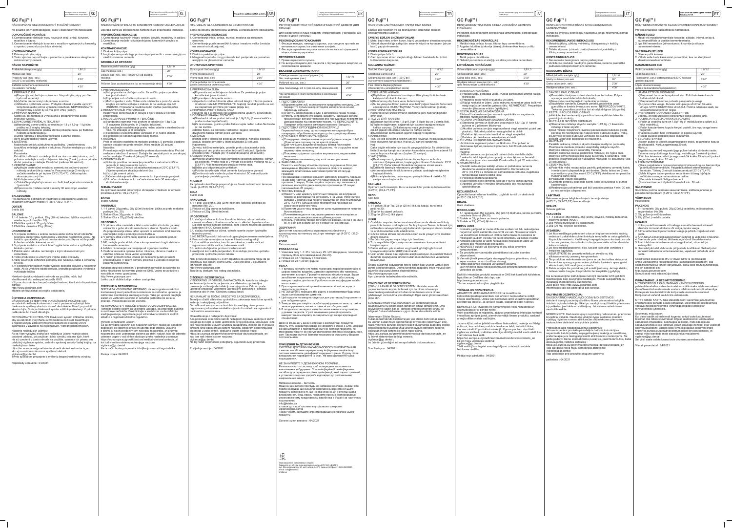# GC Fuji™ I

RÁDIOOPÁKNY SKLOIONOMERNÝ FIXAČNÝ CEMENT

## DOPORUČENÉ INDIKÁCIE

## KONTRAINDIKÁCIE

## NÁVOD NA POUŽITIE

| | |
|---|---|
| Prášok/tekutina(pomer)(g) | 1,8/1,0 |
| Miešací čas (sek.) | 20" |
| Pracovný čas (min., sek.) | 2'00" |
| Začiatok konečného opracovania | 4'30" |

## SKLADOVANIE

## BALENIE

## UPOZORNENIE

# GC Fuji™ I

RADIOOPÁKNÍ SKLENATO IONOMERNÍ CEMENT ZA LEPLJENJE

## PRIPOROČENE INDIKACIJE

## KONTRAINDIKACIJE

## NAVODILA ZA UPORABO

| | |
|---|---|
| Razmerje prah / tekočina (g/g) | 1,8/1,0 |
| Čas mešanja (sek.) | 20" |
| Delovni čas (min., sek.) | 2'00" |
| Priček časa za obdelovanje | 4'30" |

## SHRANJEVANJE

## BARVA

## PAKIRANJE

## OPOZORILO

# GC Fuji™ I

RTG-VIDLJIV GLASJONOMER ZA CEMENTIRANJE

## PREPORUČENE INDIKACIJE

## KONTRAINDIKACIJE

## UPUTSTVO ZA UPOTREBU

| | |
|---|---|
| Odnos prah / tekućina(g/g) | 1,8/1,0 |
| Vreme mešanja (sek.) | 20" |
| Vreme rada (min, sek) | 2'00" |
| Vreme početne završne obrade | 4'30" |

## ČUVANJE

## BOJA

## PAKOVANJE

## UPOZORENJE

# GC Fuji™ I

РЕНТГЕНОКОНТРАСТНИЙ СКЛОІОНОМЕРНИЙ ЦЕМЕНТ ДЛЯ ФІКСАЦІЇ

## РЕКОМЕНДОВАНІ ПОКАЗАННЯ

## ПРОТИПОКАЗАННЯ

## ВКАЗІВКИ ДО ВИКОРИСТАННЯ

| | |
|---|---|
| Співвідношення порошок/рідина (г/г) | 1,8/1,0 |
| Час замішування (сек.) | 20" |
| Робочий час (хв., сек.) | 2'00" |
| Час затвердіння | 4'30" |

## ЗБЕРІГАННЯ

## КОЛІР

## РОЗФАСОВКА

## УВАГА

# GC Fuji™ I

RADYOPAK CAMIYONOMER YAPIŞTIRMA SİMANI

## TAVSİYE EDİLEN ENDİKASYONLAR

## KONTRENDİKASYONLAR

## KULLANMA TALİMATI

| | |
|---|---|
| Toz/Likit Oranı (g/g) | 1,8/1,0 |
| Karıştırma Süresi (san.) | 20" |
| Çalışma Süresi (dak.,san.) | 2'00" |
| Final Bitirme Başlangıç Süresi | 4'30" |

## SAKLAMA

## RENK

## AMBALAJ

## UYARI

# GC Fuji™ I

RENTGENKONTRASTAINIS STIKLA JONOMĒRA CEMENTS FIKSĀCIJAI

## REKOMENDĒTĀS INDIKĀCIJAS

## KONTRINDIKĀCIJAS

## LIETOŠANAS NORĀDĪJUMI

| | |
|---|---|
| Pulvera/šķidruma proporcija (g/g) | 1,8/1,0 |
| Samaisīšanas laiks (sek.) | 20" |
| Darba laiks (min., sek.) | 2'00" |
| Apstrādes sākuma laiks | 4'30" |

## GLABĀŠANA

## KRĀSA

## IEPAKOJUMS

## BRĪDINĀJUMI

# GC Fuji™ I

RENTGENOKONTRASTINIS STIKLOJONOMERAS CEMENTAVIMUI

## REKOMENDUOJAMOS INDIKACIJOS

## KONTRAINDIKACIJOS

## NAUDOJIMO BŪDAS

| | |
|---|---|
| Miltelių/skysčio santykis (g/g) | 1,8/1,0 |
| Maišymo laikas (sek.) | 20" |
| Darbo laikas (min., sek.) | 2'00" |
| Konečnio laikas | 4'30" |

## LAIKYMAS

## SPALVA

## PAKUOTĖS

## ATSARGIAI

# GC Fuji™ I

RÖNTGENKONTRASTNE KLAASIONOMEER KINNITUSTSEMENT

## NÄIDUSTUSED

## VASTUNÄIDUSTUSED

## KASUTAMISJUHEND

| | |
|---|---|
| Pulbri ja vedeliku suhe (g/g) | 1,8/1,0 |
| Segamisaeg (sek.) | 20" |
| Töötlemise aeg | 2'00" |
| Lõplik viimistlemine | 4'30" |

## SÄILITAMINE

## VÄRVITOON

## PAKENDID

## HOIATUS